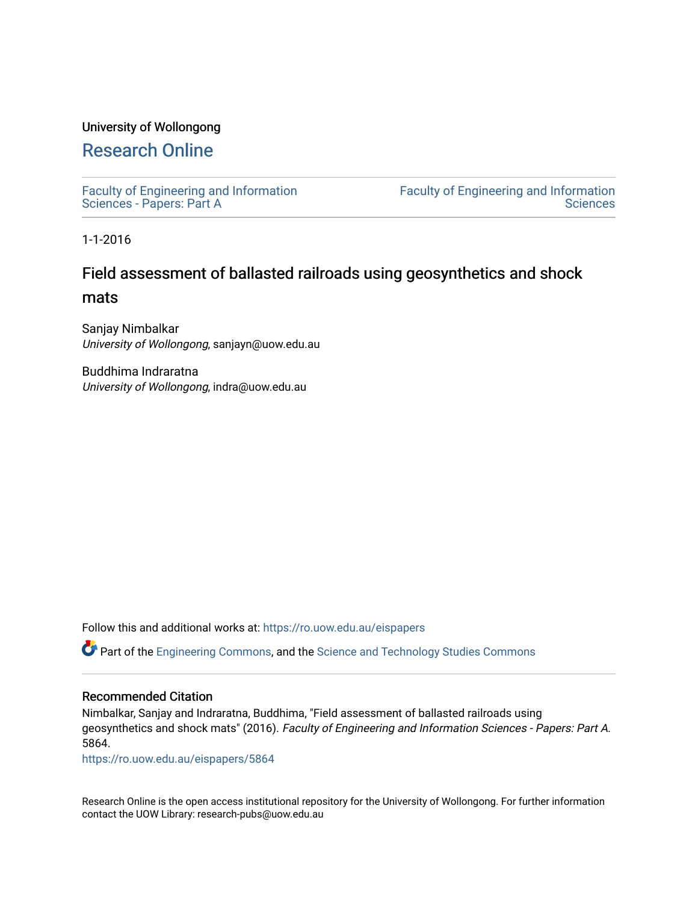University of Wollongong

# Research Online

Faculty of Engineering and Information Sciences - Papers: Part A

Faculty of Engineering and Information Sciences

1-1-2016

## Field assessment of ballasted railroads using geosynthetics and shock mats

Sanjay Nimbalkar
*University of Wollongong*, sanjayn@uow.edu.au

Buddhima Indraratna
*University of Wollongong*, indra@uow.edu.au

Follow this and additional works at: https://ro.uow.edu.au/eispapers

Part of the Engineering Commons, and the Science and Technology Studies Commons

### Recommended Citation

Nimbalkar, Sanjay and Indraratna, Buddhima, "Field assessment of ballasted railroads using geosynthetics and shock mats" (2016). *Faculty of Engineering and Information Sciences - Papers: Part A*. 5864.
https://ro.uow.edu.au/eispapers/5864

Research Online is the open access institutional repository for the University of Wollongong. For further information contact the UOW Library: research-pubs@uow.edu.au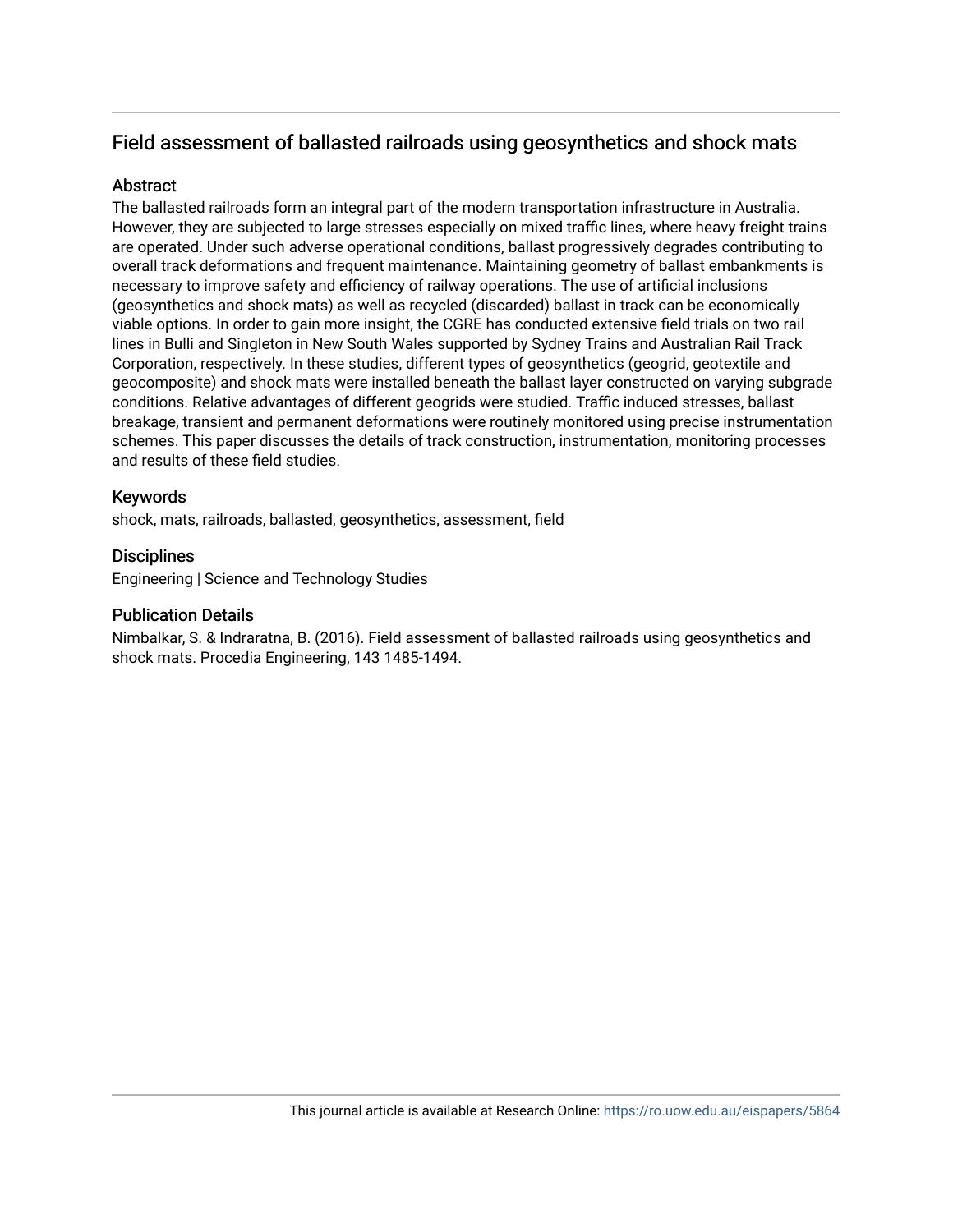## Field assessment of ballasted railroads using geosynthetics and shock mats

### Abstract

The ballasted railroads form an integral part of the modern transportation infrastructure in Australia. However, they are subjected to large stresses especially on mixed traffic lines, where heavy freight trains are operated. Under such adverse operational conditions, ballast progressively degrades contributing to overall track deformations and frequent maintenance. Maintaining geometry of ballast embankments is necessary to improve safety and efficiency of railway operations. The use of artificial inclusions (geosynthetics and shock mats) as well as recycled (discarded) ballast in track can be economically viable options. In order to gain more insight, the CGRE has conducted extensive field trials on two rail lines in Bulli and Singleton in New South Wales supported by Sydney Trains and Australian Rail Track Corporation, respectively. In these studies, different types of geosynthetics (geogrid, geotextile and geocomposite) and shock mats were installed beneath the ballast layer constructed on varying subgrade conditions. Relative advantages of different geogrids were studied. Traffic induced stresses, ballast breakage, transient and permanent deformations were routinely monitored using precise instrumentation schemes. This paper discusses the details of track construction, instrumentation, monitoring processes and results of these field studies.

### Keywords

shock, mats, railroads, ballasted, geosynthetics, assessment, field

### Disciplines

Engineering | Science and Technology Studies

### Publication Details

Nimbalkar, S. & Indraratna, B. (2016). Field assessment of ballasted railroads using geosynthetics and shock mats. Procedia Engineering, 143 1485-1494.

This journal article is available at Research Online: https://ro.uow.edu.au/eispapers/5864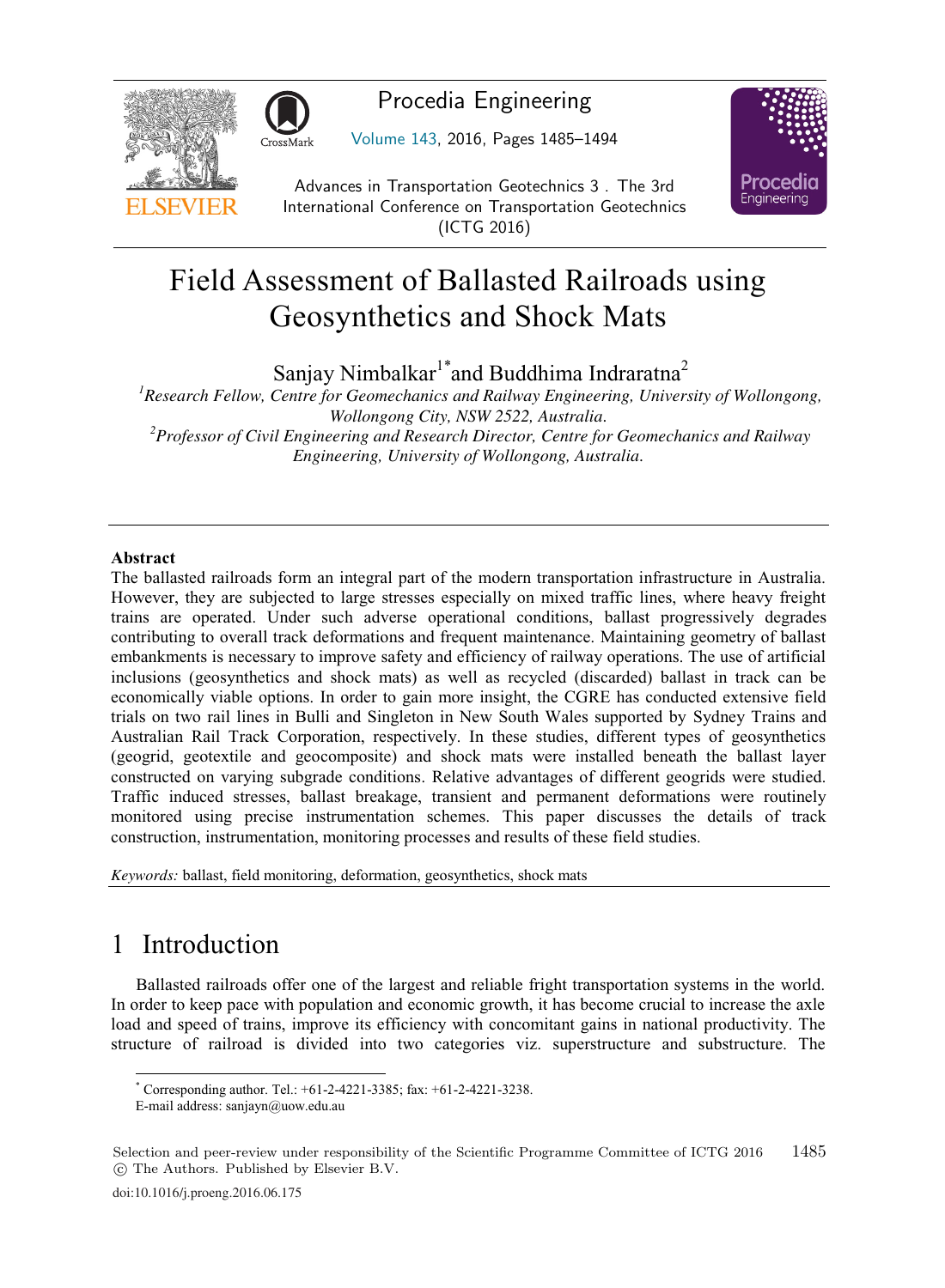# Field Assessment of Ballasted Railroads using Geosynthetics and Shock Mats

Sanjay Nimbalkar[1*] and Buddhima Indraratna[2]

[1] *Research Fellow, Centre for Geomechanics and Railway Engineering, University of Wollongong, Wollongong City, NSW 2522, Australia.*

[2] *Professor of Civil Engineering and Research Director, Centre for Geomechanics and Railway Engineering, University of Wollongong, Australia.*

## Abstract

The ballasted railroads form an integral part of the modern transportation infrastructure in Australia. However, they are subjected to large stresses especially on mixed traffic lines, where heavy freight trains are operated. Under such adverse operational conditions, ballast progressively degrades contributing to overall track deformations and frequent maintenance. Maintaining geometry of ballast embankments is necessary to improve safety and efficiency of railway operations. The use of artificial inclusions (geosynthetics and shock mats) as well as recycled (discarded) ballast in track can be economically viable options. In order to gain more insight, the CGRE has conducted extensive field trials on two rail lines in Bulli and Singleton in New South Wales supported by Sydney Trains and Australian Rail Track Corporation, respectively. In these studies, different types of geosynthetics (geogrid, geotextile and geocomposite) and shock mats were installed beneath the ballast layer constructed on varying subgrade conditions. Relative advantages of different geogrids were studied. Traffic induced stresses, ballast breakage, transient and permanent deformations were routinely monitored using precise instrumentation schemes. This paper discusses the details of track construction, instrumentation, monitoring processes and results of these field studies.

*Keywords:* ballast, field monitoring, deformation, geosynthetics, shock mats

# 1 Introduction

Ballasted railroads offer one of the largest and reliable fright transportation systems in the world. In order to keep pace with population and economic growth, it has become crucial to increase the axle load and speed of trains, improve its efficiency with concomitant gains in national productivity. The structure of railroad is divided into two categories viz. superstructure and substructure. The

---

[*] Corresponding author. Tel.: +61-2-4221-3385; fax: +61-2-4221-3238.
E-mail address: sanjayn@uow.edu.au

Selection and peer-review under responsibility of the Scientific Programme Committee of ICTG 2016
© The Authors. Published by Elsevier B.V.

doi:10.1016/j.proeng.2016.06.175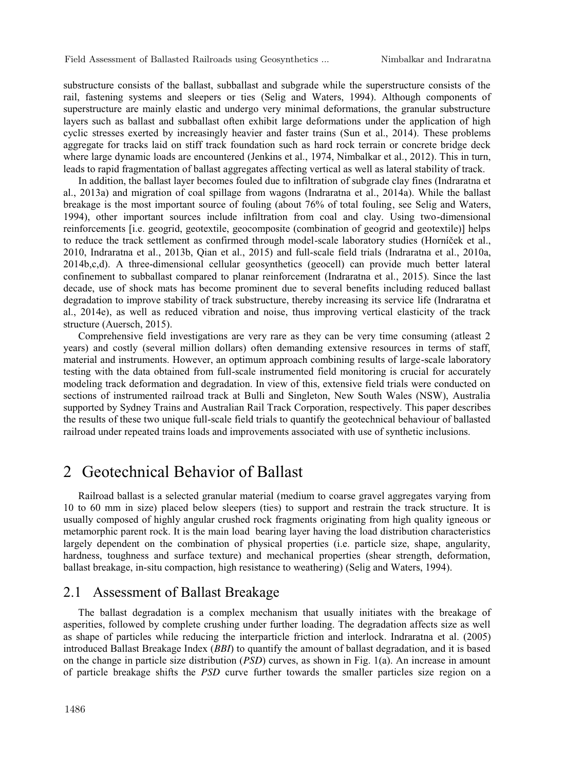substructure consists of the ballast, subballast and subgrade while the superstructure consists of the rail, fastening systems and sleepers or ties (Selig and Waters, 1994). Although components of superstructure are mainly elastic and undergo very minimal deformations, the granular substructure layers such as ballast and subballast often exhibit large deformations under the application of high cyclic stresses exerted by increasingly heavier and faster trains (Sun et al., 2014). These problems aggregate for tracks laid on stiff track foundation such as hard rock terrain or concrete bridge deck where large dynamic loads are encountered (Jenkins et al., 1974, Nimbalkar et al., 2012). This in turn, leads to rapid fragmentation of ballast aggregates affecting vertical as well as lateral stability of track.

In addition, the ballast layer becomes fouled due to infiltration of subgrade clay fines (Indraratna et al., 2013a) and migration of coal spillage from wagons (Indraratna et al., 2014a). While the ballast breakage is the most important source of fouling (about 76% of total fouling, see Selig and Waters, 1994), other important sources include infiltration from coal and clay. Using two-dimensional reinforcements [i.e. geogrid, geotextile, geocomposite (combination of geogrid and geotextile)] helps to reduce the track settlement as confirmed through model-scale laboratory studies (Horníček et al., 2010, Indraratna et al., 2013b, Qian et al., 2015) and full-scale field trials (Indraratna et al., 2010a, 2014b,c,d). A three-dimensional cellular geosynthetics (geocell) can provide much better lateral confinement to subballast compared to planar reinforcement (Indraratna et al., 2015). Since the last decade, use of shock mats has become prominent due to several benefits including reduced ballast degradation to improve stability of track substructure, thereby increasing its service life (Indraratna et al., 2014e), as well as reduced vibration and noise, thus improving vertical elasticity of the track structure (Auersch, 2015).

Comprehensive field investigations are very rare as they can be very time consuming (atleast 2 years) and costly (several million dollars) often demanding extensive resources in terms of staff, material and instruments. However, an optimum approach combining results of large-scale laboratory testing with the data obtained from full-scale instrumented field monitoring is crucial for accurately modeling track deformation and degradation. In view of this, extensive field trials were conducted on sections of instrumented railroad track at Bulli and Singleton, New South Wales (NSW), Australia supported by Sydney Trains and Australian Rail Track Corporation, respectively. This paper describes the results of these two unique full-scale field trials to quantify the geotechnical behaviour of ballasted railroad under repeated trains loads and improvements associated with use of synthetic inclusions.

# 2 Geotechnical Behavior of Ballast

Railroad ballast is a selected granular material (medium to coarse gravel aggregates varying from 10 to 60 mm in size) placed below sleepers (ties) to support and restrain the track structure. It is usually composed of highly angular crushed rock fragments originating from high quality igneous or metamorphic parent rock. It is the main load bearing layer having the load distribution characteristics largely dependent on the combination of physical properties (i.e. particle size, shape, angularity, hardness, toughness and surface texture) and mechanical properties (shear strength, deformation, ballast breakage, in-situ compaction, high resistance to weathering) (Selig and Waters, 1994).

## 2.1 Assessment of Ballast Breakage

The ballast degradation is a complex mechanism that usually initiates with the breakage of asperities, followed by complete crushing under further loading. The degradation affects size as well as shape of particles while reducing the interparticle friction and interlock. Indraratna et al. (2005) introduced Ballast Breakage Index (*BBI*) to quantify the amount of ballast degradation, and it is based on the change in particle size distribution (*PSD*) curves, as shown in Fig. 1(a). An increase in amount of particle breakage shifts the *PSD* curve further towards the smaller particles size region on a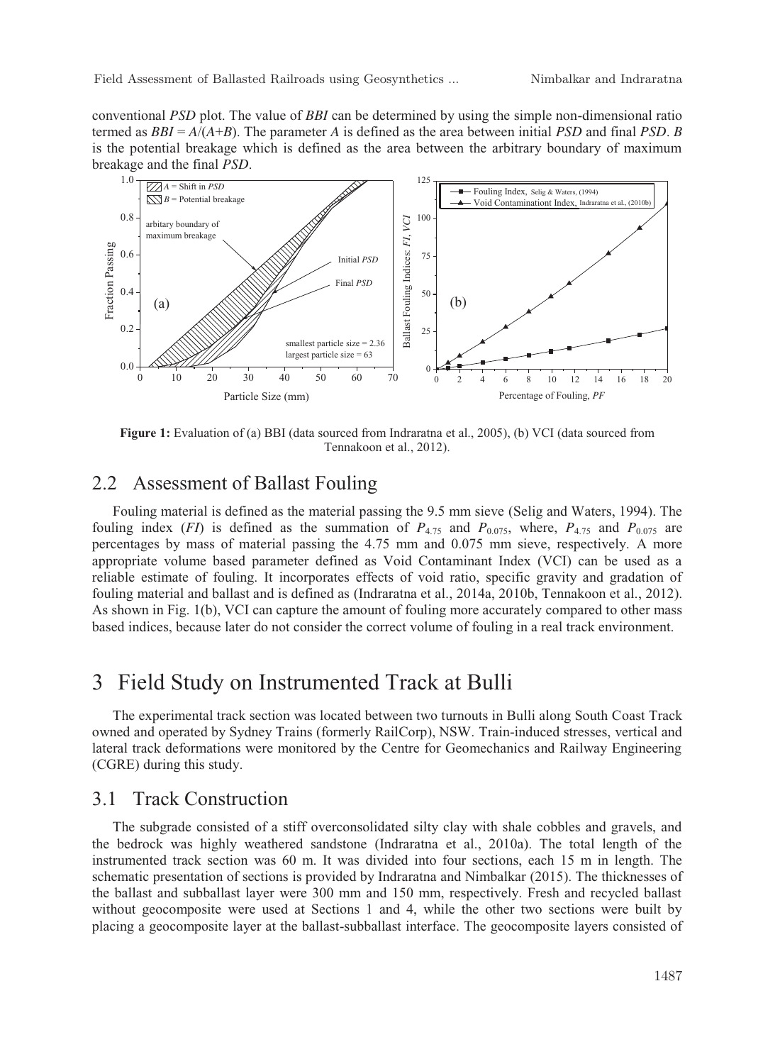conventional *PSD* plot. The value of *BBI* can be determined by using the simple non-dimensional ratio termed as $BBI = A/(A+B)$. The parameter *A* is defined as the area between initial *PSD* and final *PSD*. *B* is the potential breakage which is defined as the area between the arbitrary boundary of maximum breakage and the final *PSD*.

**Figure 1:** Evaluation of (a) BBI (data sourced from Indraratna et al., 2005), (b) VCI (data sourced from Tennakoon et al., 2012).

## 2.2 Assessment of Ballast Fouling

Fouling material is defined as the material passing the 9.5 mm sieve (Selig and Waters, 1994). The fouling index (*FI*) is defined as the summation of $P_{4.75}$ and $P_{0.075}$, where, $P_{4.75}$ and $P_{0.075}$ are percentages by mass of material passing the 4.75 mm and 0.075 mm sieve, respectively. A more appropriate volume based parameter defined as Void Contaminant Index (VCI) can be used as a reliable estimate of fouling. It incorporates effects of void ratio, specific gravity and gradation of fouling material and ballast and is defined as (Indraratna et al., 2014a, 2010b, Tennakoon et al., 2012). As shown in Fig. 1(b), VCI can capture the amount of fouling more accurately compared to other mass based indices, because later do not consider the correct volume of fouling in a real track environment.

# 3 Field Study on Instrumented Track at Bulli

The experimental track section was located between two turnouts in Bulli along South Coast Track owned and operated by Sydney Trains (formerly RailCorp), NSW. Train-induced stresses, vertical and lateral track deformations were monitored by the Centre for Geomechanics and Railway Engineering (CGRE) during this study.

## 3.1 Track Construction

The subgrade consisted of a stiff overconsolidated silty clay with shale cobbles and gravels, and the bedrock was highly weathered sandstone (Indraratna et al., 2010a). The total length of the instrumented track section was 60 m. It was divided into four sections, each 15 m in length. The schematic presentation of sections is provided by Indraratna and Nimbalkar (2015). The thicknesses of the ballast and subballast layer were 300 mm and 150 mm, respectively. Fresh and recycled ballast without geocomposite were used at Sections 1 and 4, while the other two sections were built by placing a geocomposite layer at the ballast-subballast interface. The geocomposite layers consisted of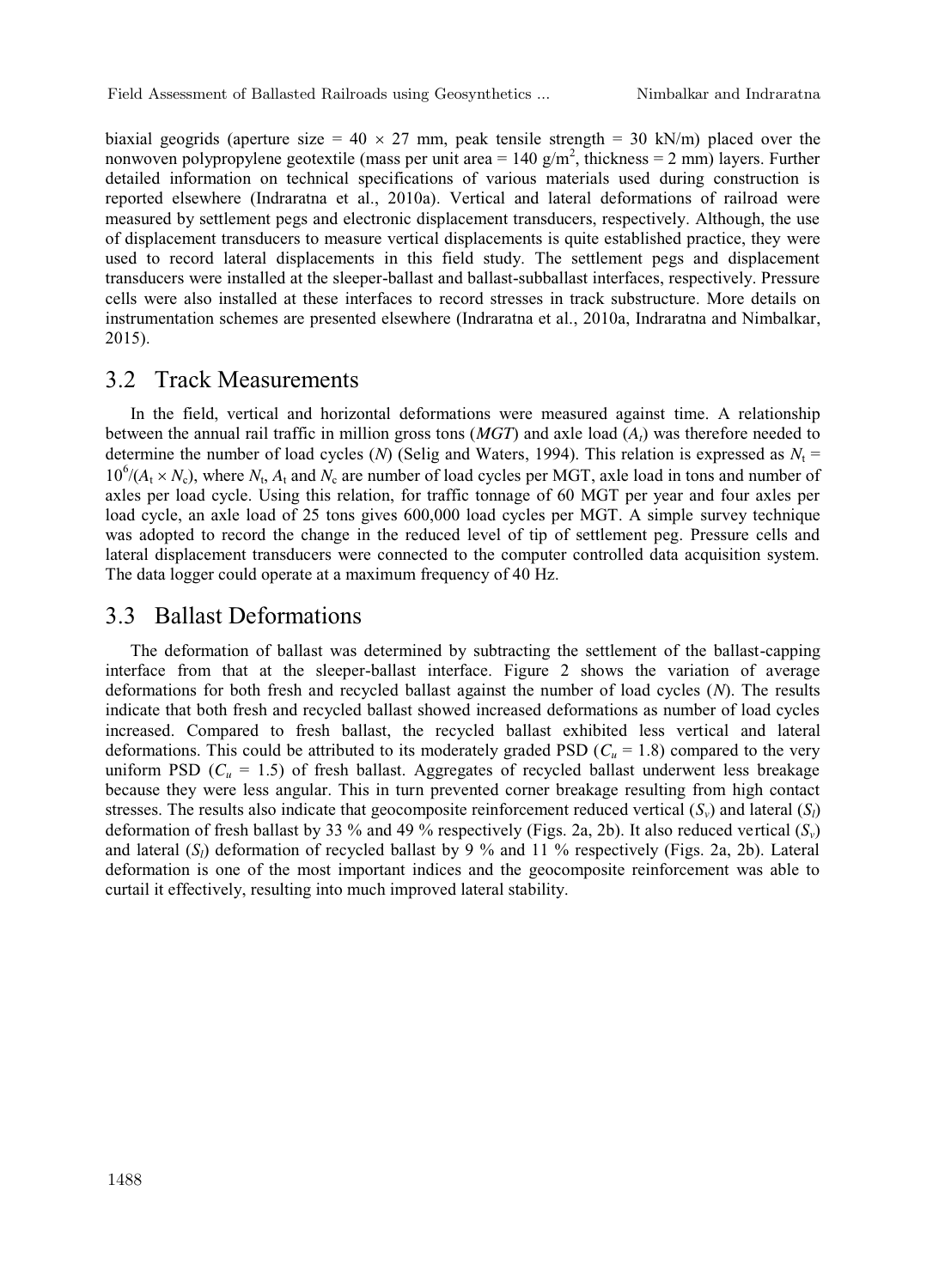biaxial geogrids (aperture size = 40 × 27 mm, peak tensile strength = 30 kN/m) placed over the nonwoven polypropylene geotextile (mass per unit area = 140 g/m$^2$, thickness = 2 mm) layers. Further detailed information on technical specifications of various materials used during construction is reported elsewhere (Indraratna et al., 2010a). Vertical and lateral deformations of railroad were measured by settlement pegs and electronic displacement transducers, respectively. Although, the use of displacement transducers to measure vertical displacements is quite established practice, they were used to record lateral displacements in this field study. The settlement pegs and displacement transducers were installed at the sleeper-ballast and ballast-subballast interfaces, respectively. Pressure cells were also installed at these interfaces to record stresses in track substructure. More details on instrumentation schemes are presented elsewhere (Indraratna et al., 2010a, Indraratna and Nimbalkar, 2015).

## 3.2 Track Measurements

In the field, vertical and horizontal deformations were measured against time. A relationship between the annual rail traffic in million gross tons (*MGT*) and axle load ($A_t$) was therefore needed to determine the number of load cycles ($N$) (Selig and Waters, 1994). This relation is expressed as $N_t = 10^6/(A_t \times N_c)$, where $N_t$, $A_t$ and $N_c$ are number of load cycles per MGT, axle load in tons and number of axles per load cycle. Using this relation, for traffic tonnage of 60 MGT per year and four axles per load cycle, an axle load of 25 tons gives 600,000 load cycles per MGT. A simple survey technique was adopted to record the change in the reduced level of tip of settlement peg. Pressure cells and lateral displacement transducers were connected to the computer controlled data acquisition system. The data logger could operate at a maximum frequency of 40 Hz.

## 3.3 Ballast Deformations

The deformation of ballast was determined by subtracting the settlement of the ballast-capping interface from that at the sleeper-ballast interface. Figure 2 shows the variation of average deformations for both fresh and recycled ballast against the number of load cycles ($N$). The results indicate that both fresh and recycled ballast showed increased deformations as number of load cycles increased. Compared to fresh ballast, the recycled ballast exhibited less vertical and lateral deformations. This could be attributed to its moderately graded PSD ($C_u$ = 1.8) compared to the very uniform PSD ($C_u$ = 1.5) of fresh ballast. Aggregates of recycled ballast underwent less breakage because they were less angular. This in turn prevented corner breakage resulting from high contact stresses. The results also indicate that geocomposite reinforcement reduced vertical ($S_v$) and lateral ($S_l$) deformation of fresh ballast by 33 % and 49 % respectively (Figs. 2a, 2b). It also reduced vertical ($S_v$) and lateral ($S_l$) deformation of recycled ballast by 9 % and 11 % respectively (Figs. 2a, 2b). Lateral deformation is one of the most important indices and the geocomposite reinforcement was able to curtail it effectively, resulting into much improved lateral stability.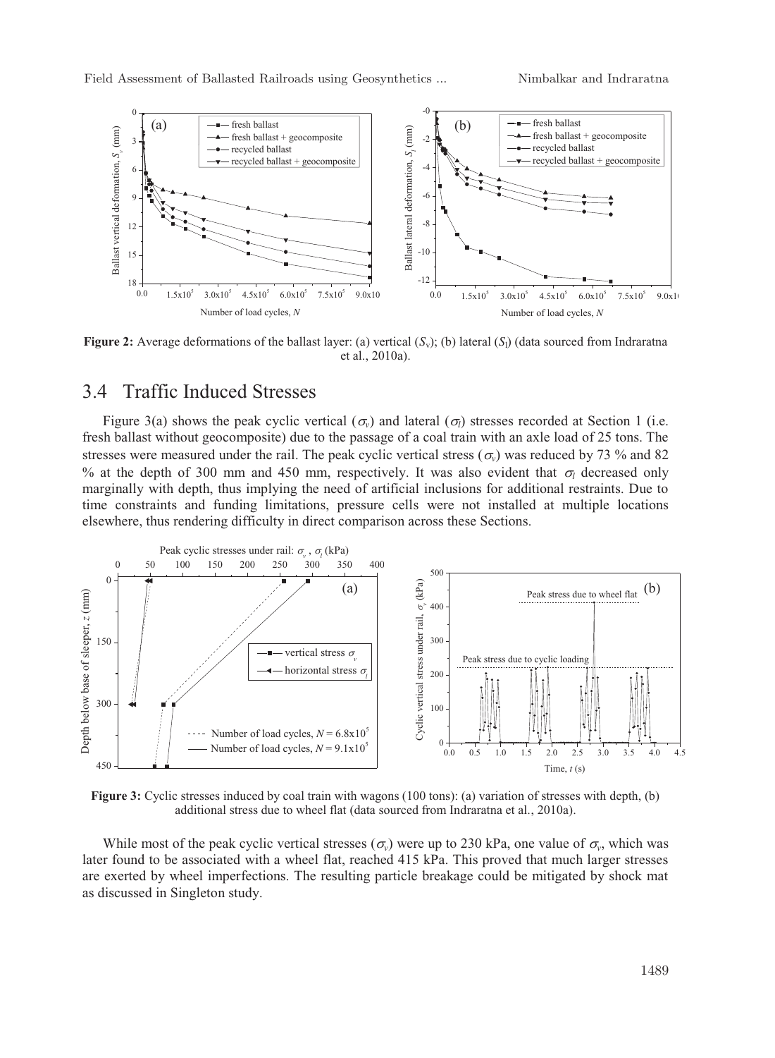**Figure 2:** Average deformations of the ballast layer: (a) vertical ($S_v$); (b) lateral ($S_l$) (data sourced from Indraratna et al., 2010a).

## 3.4 Traffic Induced Stresses

Figure 3(a) shows the peak cyclic vertical ($\sigma_v$) and lateral ($\sigma_l$) stresses recorded at Section 1 (i.e. fresh ballast without geocomposite) due to the passage of a coal train with an axle load of 25 tons. The stresses were measured under the rail. The peak cyclic vertical stress ($\sigma_v$) was reduced by 73 % and 82 % at the depth of 300 mm and 450 mm, respectively. It was also evident that $\sigma_l$ decreased only marginally with depth, thus implying the need of artificial inclusions for additional restraints. Due to time constraints and funding limitations, pressure cells were not installed at multiple locations elsewhere, thus rendering difficulty in direct comparison across these Sections.

**Figure 3:** Cyclic stresses induced by coal train with wagons (100 tons): (a) variation of stresses with depth, (b) additional stress due to wheel flat (data sourced from Indraratna et al., 2010a).

While most of the peak cyclic vertical stresses ($\sigma_v$) were up to 230 kPa, one value of $\sigma_v$, which was later found to be associated with a wheel flat, reached 415 kPa. This proved that much larger stresses are exerted by wheel imperfections. The resulting particle breakage could be mitigated by shock mat as discussed in Singleton study.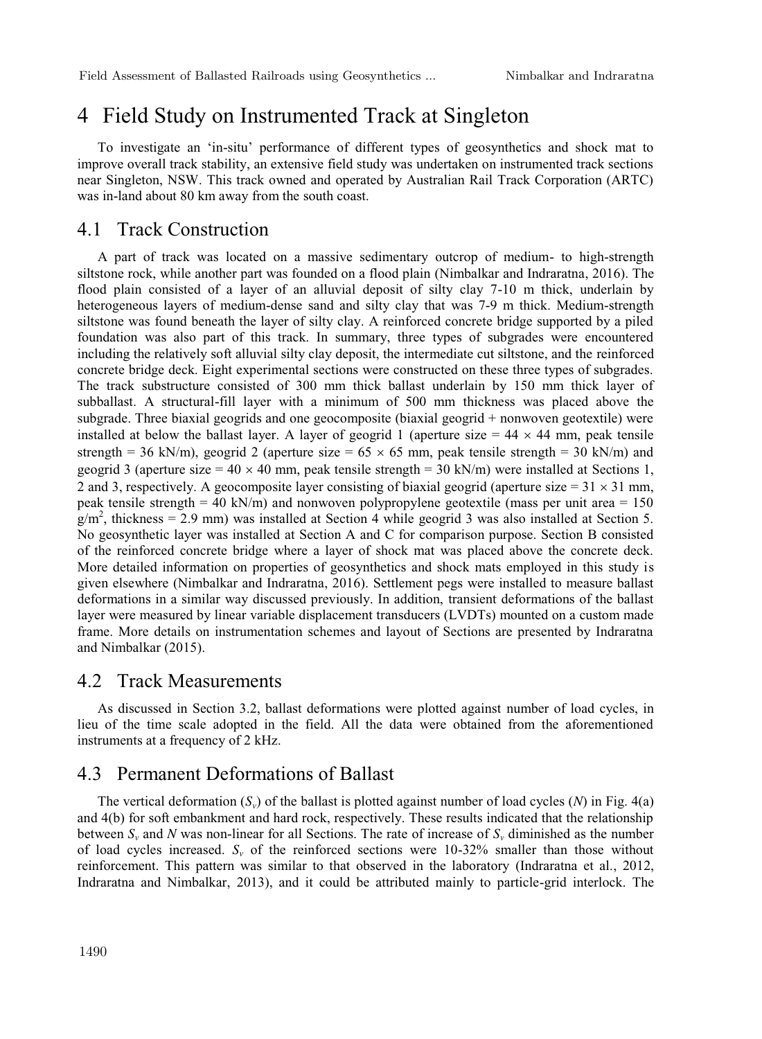# 4 Field Study on Instrumented Track at Singleton

To investigate an 'in-situ' performance of different types of geosynthetics and shock mat to improve overall track stability, an extensive field study was undertaken on instrumented track sections near Singleton, NSW. This track owned and operated by Australian Rail Track Corporation (ARTC) was in-land about 80 km away from the south coast.

## 4.1 Track Construction

A part of track was located on a massive sedimentary outcrop of medium- to high-strength siltstone rock, while another part was founded on a flood plain (Nimbalkar and Indraratna, 2016). The flood plain consisted of a layer of an alluvial deposit of silty clay 7-10 m thick, underlain by heterogeneous layers of medium-dense sand and silty clay that was 7-9 m thick. Medium-strength siltstone was found beneath the layer of silty clay. A reinforced concrete bridge supported by a piled foundation was also part of this track. In summary, three types of subgrades were encountered including the relatively soft alluvial silty clay deposit, the intermediate cut siltstone, and the reinforced concrete bridge deck. Eight experimental sections were constructed on these three types of subgrades. The track substructure consisted of 300 mm thick ballast underlain by 150 mm thick layer of subballast. A structural-fill layer with a minimum of 500 mm thickness was placed above the subgrade. Three biaxial geogrids and one geocomposite (biaxial geogrid + nonwoven geotextile) were installed at below the ballast layer. A layer of geogrid 1 (aperture size = 44 $\times$ 44 mm, peak tensile strength = 36 kN/m), geogrid 2 (aperture size = 65 $\times$ 65 mm, peak tensile strength = 30 kN/m) and geogrid 3 (aperture size = 40 $\times$ 40 mm, peak tensile strength = 30 kN/m) were installed at Sections 1, 2 and 3, respectively. A geocomposite layer consisting of biaxial geogrid (aperture size = 31 $\times$ 31 mm, peak tensile strength = 40 kN/m) and nonwoven polypropylene geotextile (mass per unit area = 150 g/m$^2$, thickness = 2.9 mm) was installed at Section 4 while geogrid 3 was also installed at Section 5. No geosynthetic layer was installed at Section A and C for comparison purpose. Section B consisted of the reinforced concrete bridge where a layer of shock mat was placed above the concrete deck. More detailed information on properties of geosynthetics and shock mats employed in this study is given elsewhere (Nimbalkar and Indraratna, 2016). Settlement pegs were installed to measure ballast deformations in a similar way discussed previously. In addition, transient deformations of the ballast layer were measured by linear variable displacement transducers (LVDTs) mounted on a custom made frame. More details on instrumentation schemes and layout of Sections are presented by Indraratna and Nimbalkar (2015).

## 4.2 Track Measurements

As discussed in Section 3.2, ballast deformations were plotted against number of load cycles, in lieu of the time scale adopted in the field. All the data were obtained from the aforementioned instruments at a frequency of 2 kHz.

## 4.3 Permanent Deformations of Ballast

The vertical deformation ($S_v$) of the ballast is plotted against number of load cycles ($N$) in Fig. 4(a) and 4(b) for soft embankment and hard rock, respectively. These results indicated that the relationship between $S_v$ and $N$ was non-linear for all Sections. The rate of increase of $S_v$ diminished as the number of load cycles increased. $S_v$ of the reinforced sections were 10-32% smaller than those without reinforcement. This pattern was similar to that observed in the laboratory (Indraratna et al., 2012, Indraratna and Nimbalkar, 2013), and it could be attributed mainly to particle-grid interlock. The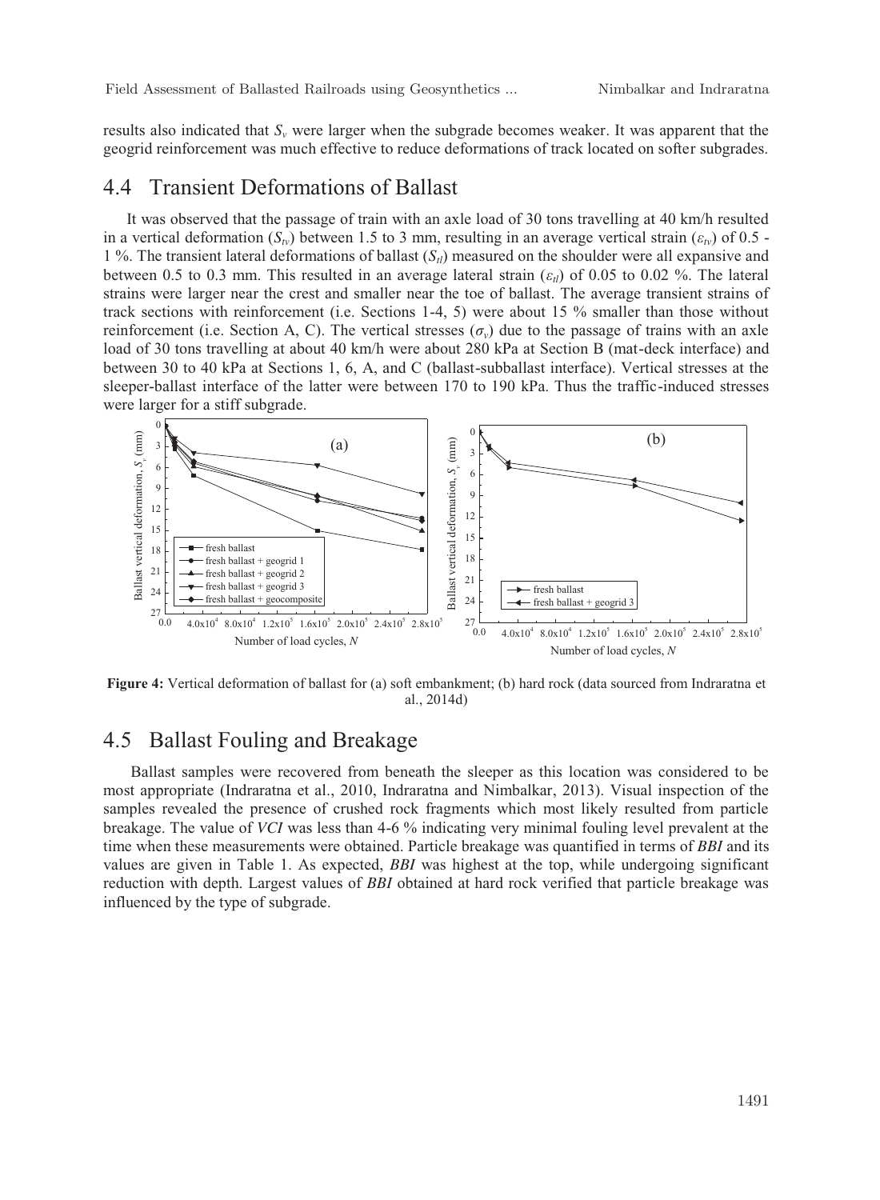results also indicated that $S_v$ were larger when the subgrade becomes weaker. It was apparent that the geogrid reinforcement was much effective to reduce deformations of track located on softer subgrades.

## 4.4 Transient Deformations of Ballast

It was observed that the passage of train with an axle load of 30 tons travelling at 40 km/h resulted in a vertical deformation ($S_{tv}$) between 1.5 to 3 mm, resulting in an average vertical strain ($\varepsilon_{tv}$) of 0.5 - 1 %. The transient lateral deformations of ballast ($S_{tl}$) measured on the shoulder were all expansive and between 0.5 to 0.3 mm. This resulted in an average lateral strain ($\varepsilon_{tl}$) of 0.05 to 0.02 %. The lateral strains were larger near the crest and smaller near the toe of ballast. The average transient strains of track sections with reinforcement (i.e. Sections 1-4, 5) were about 15 % smaller than those without reinforcement (i.e. Section A, C). The vertical stresses ($\sigma_v$) due to the passage of trains with an axle load of 30 tons travelling at about 40 km/h were about 280 kPa at Section B (mat-deck interface) and between 30 to 40 kPa at Sections 1, 6, A, and C (ballast-subballast interface). Vertical stresses at the sleeper-ballast interface of the latter were between 170 to 190 kPa. Thus the traffic-induced stresses were larger for a stiff subgrade.

**Figure 4:** Vertical deformation of ballast for (a) soft embankment; (b) hard rock (data sourced from Indraratna et al., 2014d)

## 4.5 Ballast Fouling and Breakage

Ballast samples were recovered from beneath the sleeper as this location was considered to be most appropriate (Indraratna et al., 2010, Indraratna and Nimbalkar, 2013). Visual inspection of the samples revealed the presence of crushed rock fragments which most likely resulted from particle breakage. The value of *VCI* was less than 4-6 % indicating very minimal fouling level prevalent at the time when these measurements were obtained. Particle breakage was quantified in terms of *BBI* and its values are given in Table 1. As expected, *BBI* was highest at the top, while undergoing significant reduction with depth. Largest values of *BBI* obtained at hard rock verified that particle breakage was influenced by the type of subgrade.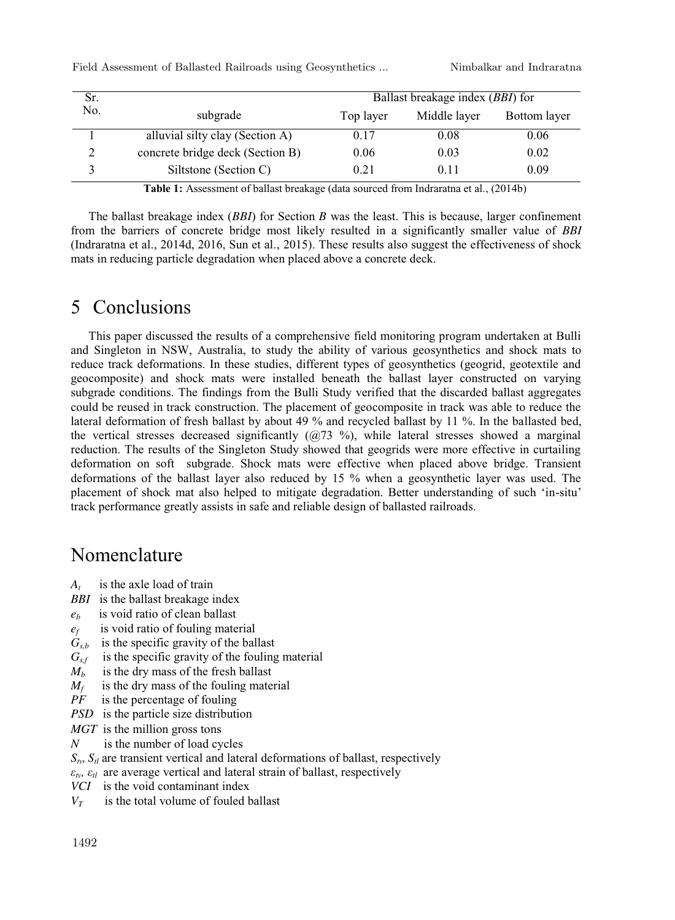| Sr. No. | subgrade | Ballast breakage index (*BBI*) for | | |
|---|---|---|---|---|
| | | Top layer | Middle layer | Bottom layer |
| 1 | alluvial silty clay (Section A) | 0.17 | 0.08 | 0.06 |
| 2 | concrete bridge deck (Section B) | 0.06 | 0.03 | 0.02 |
| 3 | Siltstone (Section C) | 0.21 | 0.11 | 0.09 |

**Table 1:** Assessment of ballast breakage (data sourced from Indraratna et al., (2014b)

The ballast breakage index (*BBI*) for Section *B* was the least. This is because, larger confinement from the barriers of concrete bridge most likely resulted in a significantly smaller value of *BBI* (Indraratna et al., 2014d, 2016, Sun et al., 2015). These results also suggest the effectiveness of shock mats in reducing particle degradation when placed above a concrete deck.

# 5 Conclusions

This paper discussed the results of a comprehensive field monitoring program undertaken at Bulli and Singleton in NSW, Australia, to study the ability of various geosynthetics and shock mats to reduce track deformations. In these studies, different types of geosynthetics (geogrid, geotextile and geocomposite) and shock mats were installed beneath the ballast layer constructed on varying subgrade conditions. The findings from the Bulli Study verified that the discarded ballast aggregates could be reused in track construction. The placement of geocomposite in track was able to reduce the lateral deformation of fresh ballast by about 49 % and recycled ballast by 11 %. In the ballasted bed, the vertical stresses decreased significantly (@73 %), while lateral stresses showed a marginal reduction. The results of the Singleton Study showed that geogrids were more effective in curtailing deformation on soft subgrade. Shock mats were effective when placed above bridge. Transient deformations of the ballast layer also reduced by 15 % when a geosynthetic layer was used. The placement of shock mat also helped to mitigate degradation. Better understanding of such 'in-situ' track performance greatly assists in safe and reliable design of ballasted railroads.

# Nomenclature

$A_t$ is the axle load of train
*BBI* is the ballast breakage index
$e_b$ is void ratio of clean ballast
$e_f$ is void ratio of fouling material
$G_{s,b}$ is the specific gravity of the ballast
$G_{s,f}$ is the specific gravity of the fouling material
$M_b$ is the dry mass of the fresh ballast
$M_f$ is the dry mass of the fouling material
*PF* is the percentage of fouling
*PSD* is the particle size distribution
*MGT* is the million gross tons
*N* is the number of load cycles
$S_{tv}$, $S_{tl}$ are transient vertical and lateral deformations of ballast, respectively
$\varepsilon_{tv}$, $\varepsilon_{tl}$ are average vertical and lateral strain of ballast, respectively
*VCI* is the void contaminant index
$V_T$ is the total volume of fouled ballast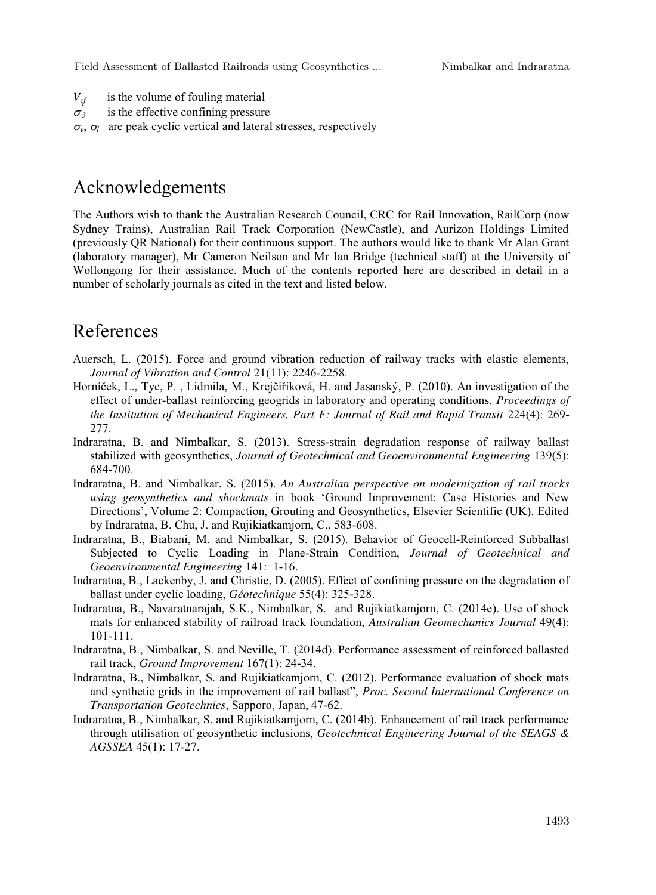$V_{cf}$ is the volume of fouling material

$\sigma_3$ is the effective confining pressure

$\sigma_v$, $\sigma_l$ are peak cyclic vertical and lateral stresses, respectively

# Acknowledgements

The Authors wish to thank the Australian Research Council, CRC for Rail Innovation, RailCorp (now Sydney Trains), Australian Rail Track Corporation (NewCastle), and Aurizon Holdings Limited (previously QR National) for their continuous support. The authors would like to thank Mr Alan Grant (laboratory manager), Mr Cameron Neilson and Mr Ian Bridge (technical staff) at the University of Wollongong for their assistance. Much of the contents reported here are described in detail in a number of scholarly journals as cited in the text and listed below.

# References

Auersch, L. (2015). Force and ground vibration reduction of railway tracks with elastic elements, *Journal of Vibration and Control* 21(11): 2246-2258.

Horníček, L., Tyc, P. , Lidmila, M., Krejčiříková, H. and Jasanský, P. (2010). An investigation of the effect of under-ballast reinforcing geogrids in laboratory and operating conditions. *Proceedings of the Institution of Mechanical Engineers, Part F: Journal of Rail and Rapid Transit* 224(4): 269-277.

Indraratna, B. and Nimbalkar, S. (2013). Stress-strain degradation response of railway ballast stabilized with geosynthetics, *Journal of Geotechnical and Geoenvironmental Engineering* 139(5): 684-700.

Indraratna, B. and Nimbalkar, S. (2015). *An Australian perspective on modernization of rail tracks using geosynthetics and shockmats* in book 'Ground Improvement: Case Histories and New Directions', Volume 2: Compaction, Grouting and Geosynthetics, Elsevier Scientific (UK). Edited by Indraratna, B. Chu, J. and Rujikiatkamjorn, C., 583-608.

Indraratna, B., Biabani, M. and Nimbalkar, S. (2015). Behavior of Geocell-Reinforced Subballast Subjected to Cyclic Loading in Plane-Strain Condition, *Journal of Geotechnical and Geoenvironmental Engineering* 141: 1-16.

Indraratna, B., Lackenby, J. and Christie, D. (2005). Effect of confining pressure on the degradation of ballast under cyclic loading, *Géotechnique* 55(4): 325-328.

Indraratna, B., Navaratnarajah, S.K., Nimbalkar, S. and Rujikiatkamjorn, C. (2014e). Use of shock mats for enhanced stability of railroad track foundation, *Australian Geomechanics Journal* 49(4): 101-111.

Indraratna, B., Nimbalkar, S. and Neville, T. (2014d). Performance assessment of reinforced ballasted rail track, *Ground Improvement* 167(1): 24-34.

Indraratna, B., Nimbalkar, S. and Rujikiatkamjorn, C. (2012). Performance evaluation of shock mats and synthetic grids in the improvement of rail ballast", *Proc. Second International Conference on Transportation Geotechnics*, Sapporo, Japan, 47-62.

Indraratna, B., Nimbalkar, S. and Rujikiatkamjorn, C. (2014b). Enhancement of rail track performance through utilisation of geosynthetic inclusions, *Geotechnical Engineering Journal of the SEAGS & AGSSEA* 45(1): 17-27.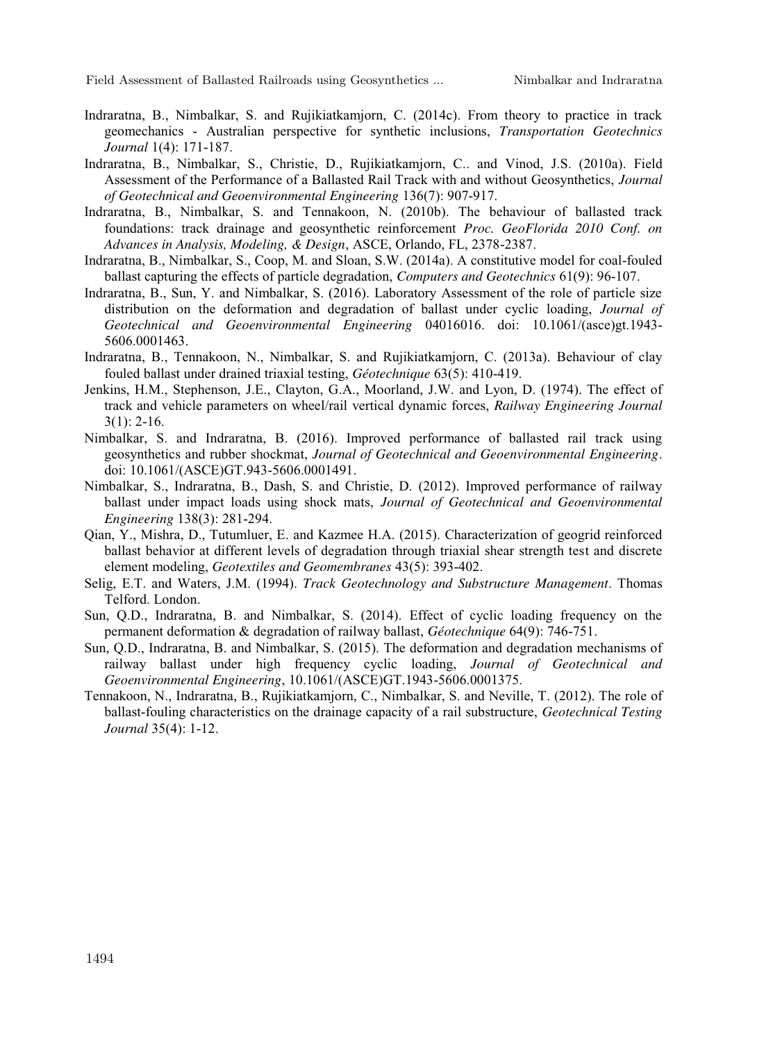Indraratna, B., Nimbalkar, S. and Rujikiatkamjorn, C. (2014c). From theory to practice in track geomechanics - Australian perspective for synthetic inclusions, *Transportation Geotechnics Journal* 1(4): 171-187.

Indraratna, B., Nimbalkar, S., Christie, D., Rujikiatkamjorn, C.. and Vinod, J.S. (2010a). Field Assessment of the Performance of a Ballasted Rail Track with and without Geosynthetics, *Journal of Geotechnical and Geoenvironmental Engineering* 136(7): 907-917.

Indraratna, B., Nimbalkar, S. and Tennakoon, N. (2010b). The behaviour of ballasted track foundations: track drainage and geosynthetic reinforcement *Proc. GeoFlorida 2010 Conf. on Advances in Analysis, Modeling, & Design*, ASCE, Orlando, FL, 2378-2387.

Indraratna, B., Nimbalkar, S., Coop, M. and Sloan, S.W. (2014a). A constitutive model for coal-fouled ballast capturing the effects of particle degradation, *Computers and Geotechnics* 61(9): 96-107.

Indraratna, B., Sun, Y. and Nimbalkar, S. (2016). Laboratory Assessment of the role of particle size distribution on the deformation and degradation of ballast under cyclic loading, *Journal of Geotechnical and Geoenvironmental Engineering* 04016016. doi: 10.1061/(asce)gt.1943-5606.0001463.

Indraratna, B., Tennakoon, N., Nimbalkar, S. and Rujikiatkamjorn, C. (2013a). Behaviour of clay fouled ballast under drained triaxial testing, *Géotechnique* 63(5): 410-419.

Jenkins, H.M., Stephenson, J.E., Clayton, G.A., Moorland, J.W. and Lyon, D. (1974). The effect of track and vehicle parameters on wheel/rail vertical dynamic forces, *Railway Engineering Journal* 3(1): 2-16.

Nimbalkar, S. and Indraratna, B. (2016). Improved performance of ballasted rail track using geosynthetics and rubber shockmat, *Journal of Geotechnical and Geoenvironmental Engineering*. doi: 10.1061/(ASCE)GT.943-5606.0001491.

Nimbalkar, S., Indraratna, B., Dash, S. and Christie, D. (2012). Improved performance of railway ballast under impact loads using shock mats, *Journal of Geotechnical and Geoenvironmental Engineering* 138(3): 281-294.

Qian, Y., Mishra, D., Tutumluer, E. and Kazmee H.A. (2015). Characterization of geogrid reinforced ballast behavior at different levels of degradation through triaxial shear strength test and discrete element modeling, *Geotextiles and Geomembranes* 43(5): 393-402.

Selig, E.T. and Waters, J.M. (1994). *Track Geotechnology and Substructure Management*. Thomas Telford. London.

Sun, Q.D., Indraratna, B. and Nimbalkar, S. (2014). Effect of cyclic loading frequency on the permanent deformation & degradation of railway ballast, *Géotechnique* 64(9): 746-751.

Sun, Q.D., Indraratna, B. and Nimbalkar, S. (2015). The deformation and degradation mechanisms of railway ballast under high frequency cyclic loading, *Journal of Geotechnical and Geoenvironmental Engineering*, 10.1061/(ASCE)GT.1943-5606.0001375.

Tennakoon, N., Indraratna, B., Rujikiatkamjorn, C., Nimbalkar, S. and Neville, T. (2012). The role of ballast-fouling characteristics on the drainage capacity of a rail substructure, *Geotechnical Testing Journal* 35(4): 1-12.